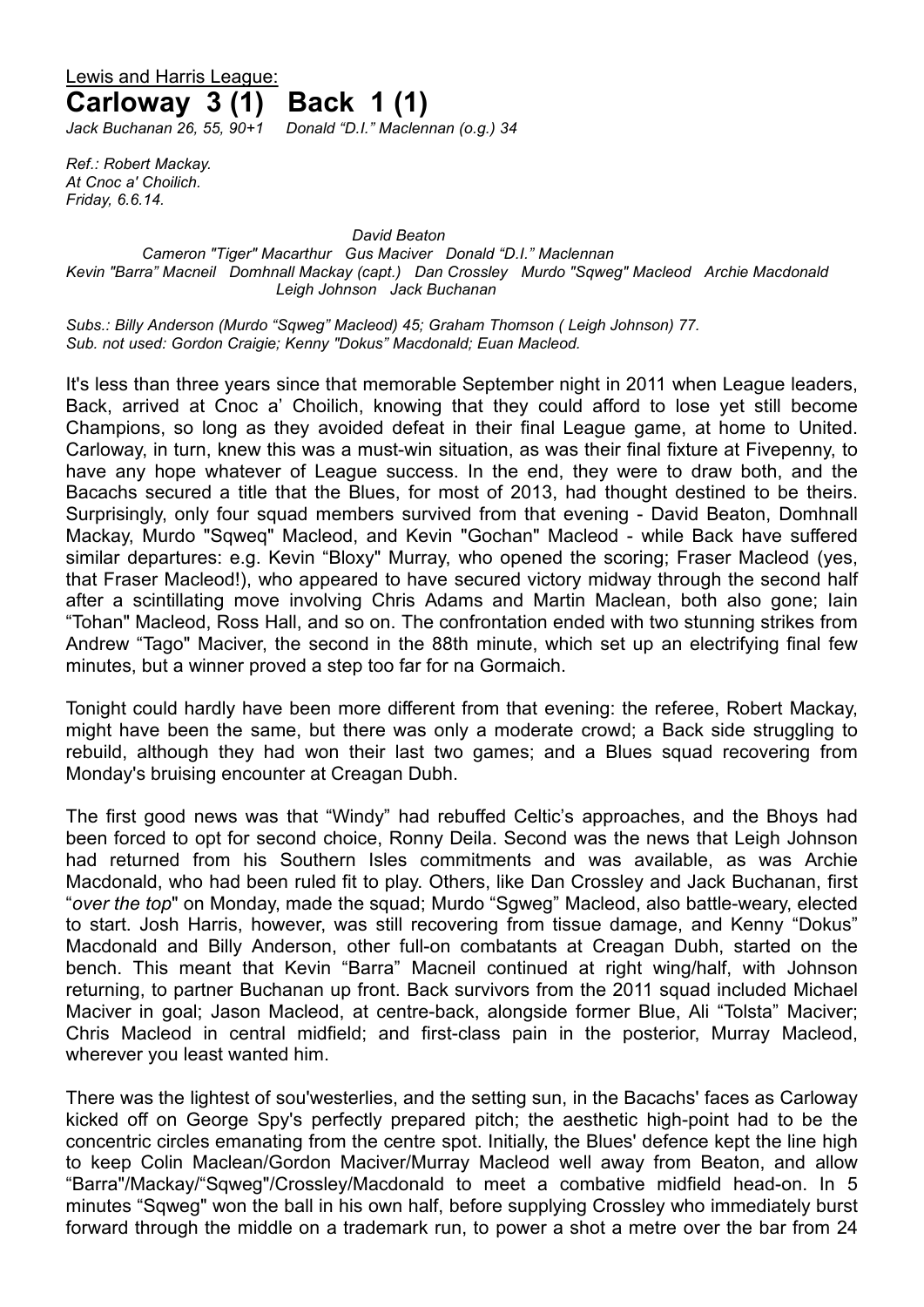<u>Lewis and Harris League:</u>

# Carloway 3 (1) Back 1 (1)

*Jack Buchanan 26, 55, 90+1    Donald "D.I." Maclennan (o.g.) 34*

*Ref.: Robert Mackay.*
*At Cnoc a' Choilich.*
*Friday, 6.6.14.*

*David Beaton*
*Cameron "Tiger" Macarthur   Gus Maciver   Donald "D.I." Maclennan*
*Kevin "Barra" Macneil   Domhnall Mackay (capt.)   Dan Crossley   Murdo "Sqweg" Macleod   Archie Macdonald*
*Leigh Johnson   Jack Buchanan*

*Subs.: Billy Anderson (Murdo "Sqweg" Macleod) 45; Graham Thomson ( Leigh Johnson) 77.*
*Sub. not used: Gordon Craigie; Kenny "Dokus" Macdonald; Euan Macleod.*

It's less than three years since that memorable September night in 2011 when League leaders, Back, arrived at Cnoc a' Choilich, knowing that they could afford to lose yet still become Champions, so long as they avoided defeat in their final League game, at home to United. Carloway, in turn, knew this was a must-win situation, as was their final fixture at Fivepenny, to have any hope whatever of League success. In the end, they were to draw both, and the Bacachs secured a title that the Blues, for most of 2013, had thought destined to be theirs. Surprisingly, only four squad members survived from that evening - David Beaton, Domhnall Mackay, Murdo "Sqweq" Macleod, and Kevin "Gochan" Macleod - while Back have suffered similar departures: e.g. Kevin "Bloxy" Murray, who opened the scoring; Fraser Macleod (yes, that Fraser Macleod!), who appeared to have secured victory midway through the second half after a scintillating move involving Chris Adams and Martin Maclean, both also gone; Iain "Tohan" Macleod, Ross Hall, and so on. The confrontation ended with two stunning strikes from Andrew "Tago" Maciver, the second in the 88th minute, which set up an electrifying final few minutes, but a winner proved a step too far for na Gormaich.

Tonight could hardly have been more different from that evening: the referee, Robert Mackay, might have been the same, but there was only a moderate crowd; a Back side struggling to rebuild, although they had won their last two games; and a Blues squad recovering from Monday's bruising encounter at Creagan Dubh.

The first good news was that "Windy" had rebuffed Celtic's approaches, and the Bhoys had been forced to opt for second choice, Ronny Deila. Second was the news that Leigh Johnson had returned from his Southern Isles commitments and was available, as was Archie Macdonald, who had been ruled fit to play. Others, like Dan Crossley and Jack Buchanan, first "*over the top*" on Monday, made the squad; Murdo "Sgweg" Macleod, also battle-weary, elected to start. Josh Harris, however, was still recovering from tissue damage, and Kenny "Dokus" Macdonald and Billy Anderson, other full-on combatants at Creagan Dubh, started on the bench. This meant that Kevin "Barra" Macneil continued at right wing/half, with Johnson returning, to partner Buchanan up front. Back survivors from the 2011 squad included Michael Maciver in goal; Jason Macleod, at centre-back, alongside former Blue, Ali "Tolsta" Maciver; Chris Macleod in central midfield; and first-class pain in the posterior, Murray Macleod, wherever you least wanted him.

There was the lightest of sou'westerlies, and the setting sun, in the Bacachs' faces as Carloway kicked off on George Spy's perfectly prepared pitch; the aesthetic high-point had to be the concentric circles emanating from the centre spot. Initially, the Blues' defence kept the line high to keep Colin Maclean/Gordon Maciver/Murray Macleod well away from Beaton, and allow "Barra"/Mackay/"Sqweg"/Crossley/Macdonald to meet a combative midfield head-on. In 5 minutes "Sqweg" won the ball in his own half, before supplying Crossley who immediately burst forward through the middle on a trademark run, to power a shot a metre over the bar from 24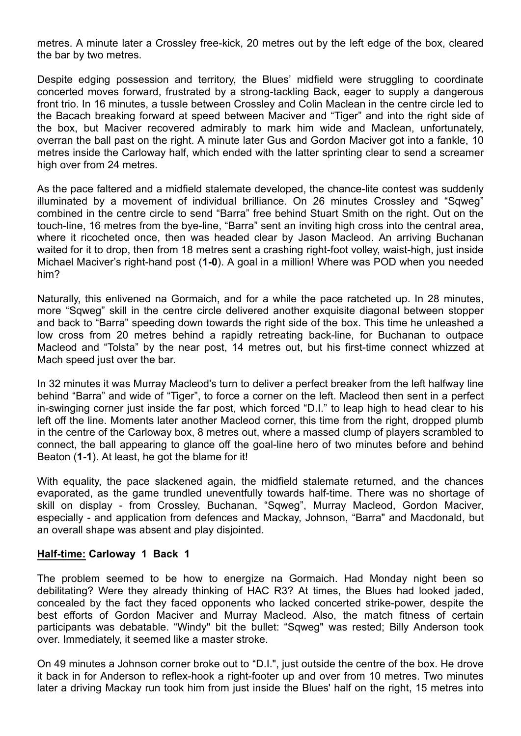metres. A minute later a Crossley free-kick, 20 metres out by the left edge of the box, cleared the bar by two metres.

Despite edging possession and territory, the Blues' midfield were struggling to coordinate concerted moves forward, frustrated by a strong-tackling Back, eager to supply a dangerous front trio. In 16 minutes, a tussle between Crossley and Colin Maclean in the centre circle led to the Bacach breaking forward at speed between Maciver and "Tiger" and into the right side of the box, but Maciver recovered admirably to mark him wide and Maclean, unfortunately, overran the ball past on the right. A minute later Gus and Gordon Maciver got into a fankle, 10 metres inside the Carloway half, which ended with the latter sprinting clear to send a screamer high over from 24 metres.

As the pace faltered and a midfield stalemate developed, the chance-lite contest was suddenly illuminated by a movement of individual brilliance. On 26 minutes Crossley and "Sqweg" combined in the centre circle to send "Barra" free behind Stuart Smith on the right. Out on the touch-line, 16 metres from the bye-line, "Barra" sent an inviting high cross into the central area, where it ricocheted once, then was headed clear by Jason Macleod. An arriving Buchanan waited for it to drop, then from 18 metres sent a crashing right-foot volley, waist-high, just inside Michael Maciver's right-hand post (**1-0**). A goal in a million! Where was POD when you needed him?

Naturally, this enlivened na Gormaich, and for a while the pace ratcheted up. In 28 minutes, more "Sqweg" skill in the centre circle delivered another exquisite diagonal between stopper and back to "Barra" speeding down towards the right side of the box. This time he unleashed a low cross from 20 metres behind a rapidly retreating back-line, for Buchanan to outpace Macleod and "Tolsta" by the near post, 14 metres out, but his first-time connect whizzed at Mach speed just over the bar.

In 32 minutes it was Murray Macleod's turn to deliver a perfect breaker from the left halfway line behind "Barra" and wide of "Tiger", to force a corner on the left. Macleod then sent in a perfect in-swinging corner just inside the far post, which forced "D.I." to leap high to head clear to his left off the line. Moments later another Macleod corner, this time from the right, dropped plumb in the centre of the Carloway box, 8 metres out, where a massed clump of players scrambled to connect, the ball appearing to glance off the goal-line hero of two minutes before and behind Beaton (**1-1**). At least, he got the blame for it!

With equality, the pace slackened again, the midfield stalemate returned, and the chances evaporated, as the game trundled uneventfully towards half-time. There was no shortage of skill on display - from Crossley, Buchanan, "Sqweg", Murray Macleod, Gordon Maciver, especially - and application from defences and Mackay, Johnson, "Barra" and Macdonald, but an overall shape was absent and play disjointed.

**Half-time: Carloway 1 Back 1**

The problem seemed to be how to energize na Gormaich. Had Monday night been so debilitating? Were they already thinking of HAC R3? At times, the Blues had looked jaded, concealed by the fact they faced opponents who lacked concerted strike-power, despite the best efforts of Gordon Maciver and Murray Macleod. Also, the match fitness of certain participants was debatable. "Windy" bit the bullet: "Sqweg" was rested; Billy Anderson took over. Immediately, it seemed like a master stroke.

On 49 minutes a Johnson corner broke out to "D.I.", just outside the centre of the box. He drove it back in for Anderson to reflex-hook a right-footer up and over from 10 metres. Two minutes later a driving Mackay run took him from just inside the Blues' half on the right, 15 metres into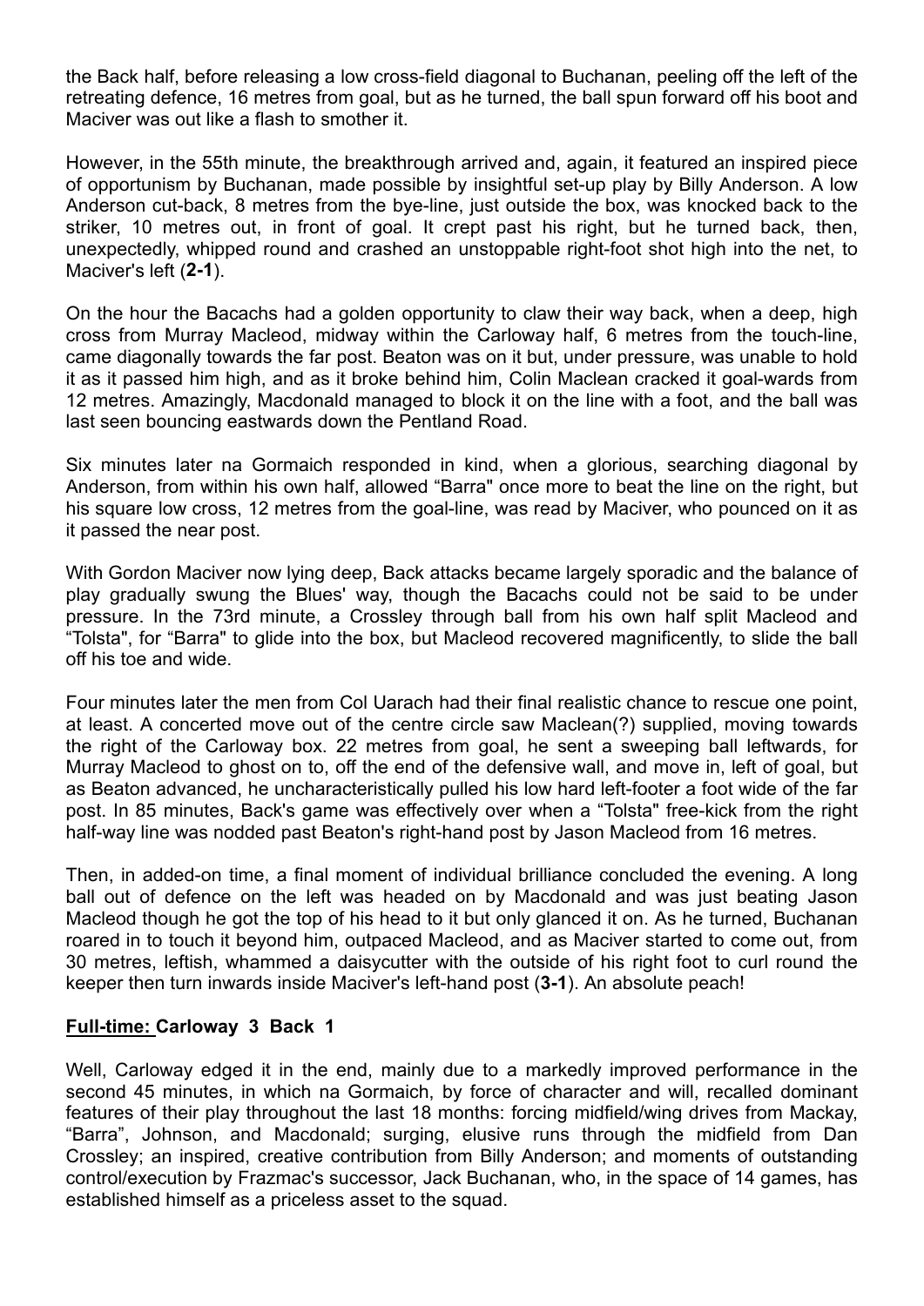the Back half, before releasing a low cross-field diagonal to Buchanan, peeling off the left of the retreating defence, 16 metres from goal, but as he turned, the ball spun forward off his boot and Maciver was out like a flash to smother it.

However, in the 55th minute, the breakthrough arrived and, again, it featured an inspired piece of opportunism by Buchanan, made possible by insightful set-up play by Billy Anderson. A low Anderson cut-back, 8 metres from the bye-line, just outside the box, was knocked back to the striker, 10 metres out, in front of goal. It crept past his right, but he turned back, then, unexpectedly, whipped round and crashed an unstoppable right-foot shot high into the net, to Maciver's left (**2-1**).

On the hour the Bacachs had a golden opportunity to claw their way back, when a deep, high cross from Murray Macleod, midway within the Carloway half, 6 metres from the touch-line, came diagonally towards the far post. Beaton was on it but, under pressure, was unable to hold it as it passed him high, and as it broke behind him, Colin Maclean cracked it goal-wards from 12 metres. Amazingly, Macdonald managed to block it on the line with a foot, and the ball was last seen bouncing eastwards down the Pentland Road.

Six minutes later na Gormaich responded in kind, when a glorious, searching diagonal by Anderson, from within his own half, allowed "Barra" once more to beat the line on the right, but his square low cross, 12 metres from the goal-line, was read by Maciver, who pounced on it as it passed the near post.

With Gordon Maciver now lying deep, Back attacks became largely sporadic and the balance of play gradually swung the Blues' way, though the Bacachs could not be said to be under pressure. In the 73rd minute, a Crossley through ball from his own half split Macleod and "Tolsta", for "Barra" to glide into the box, but Macleod recovered magnificently, to slide the ball off his toe and wide.

Four minutes later the men from Col Uarach had their final realistic chance to rescue one point, at least. A concerted move out of the centre circle saw Maclean(?) supplied, moving towards the right of the Carloway box. 22 metres from goal, he sent a sweeping ball leftwards, for Murray Macleod to ghost on to, off the end of the defensive wall, and move in, left of goal, but as Beaton advanced, he uncharacteristically pulled his low hard left-footer a foot wide of the far post. In 85 minutes, Back's game was effectively over when a "Tolsta" free-kick from the right half-way line was nodded past Beaton's right-hand post by Jason Macleod from 16 metres.

Then, in added-on time, a final moment of individual brilliance concluded the evening. A long ball out of defence on the left was headed on by Macdonald and was just beating Jason Macleod though he got the top of his head to it but only glanced it on. As he turned, Buchanan roared in to touch it beyond him, outpaced Macleod, and as Maciver started to come out, from 30 metres, leftish, whammed a daisycutter with the outside of his right foot to curl round the keeper then turn inwards inside Maciver's left-hand post (**3-1**). An absolute peach!

**Full-time: Carloway 3 Back 1**

Well, Carloway edged it in the end, mainly due to a markedly improved performance in the second 45 minutes, in which na Gormaich, by force of character and will, recalled dominant features of their play throughout the last 18 months: forcing midfield/wing drives from Mackay, "Barra", Johnson, and Macdonald; surging, elusive runs through the midfield from Dan Crossley; an inspired, creative contribution from Billy Anderson; and moments of outstanding control/execution by Frazmac's successor, Jack Buchanan, who, in the space of 14 games, has established himself as a priceless asset to the squad.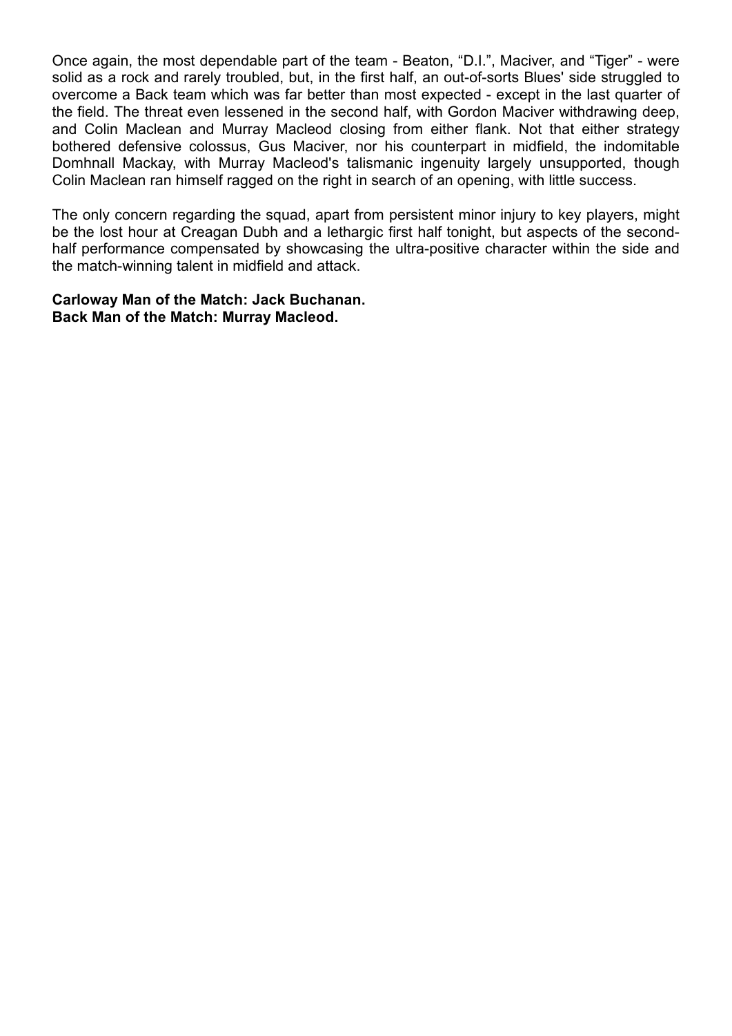Once again, the most dependable part of the team - Beaton, "D.I.", Maciver, and "Tiger" - were solid as a rock and rarely troubled, but, in the first half, an out-of-sorts Blues' side struggled to overcome a Back team which was far better than most expected - except in the last quarter of the field. The threat even lessened in the second half, with Gordon Maciver withdrawing deep, and Colin Maclean and Murray Macleod closing from either flank. Not that either strategy bothered defensive colossus, Gus Maciver, nor his counterpart in midfield, the indomitable Domhnall Mackay, with Murray Macleod's talismanic ingenuity largely unsupported, though Colin Maclean ran himself ragged on the right in search of an opening, with little success.

The only concern regarding the squad, apart from persistent minor injury to key players, might be the lost hour at Creagan Dubh and a lethargic first half tonight, but aspects of the second-half performance compensated by showcasing the ultra-positive character within the side and the match-winning talent in midfield and attack.

**Carloway Man of the Match: Jack Buchanan.**
**Back Man of the Match: Murray Macleod.**